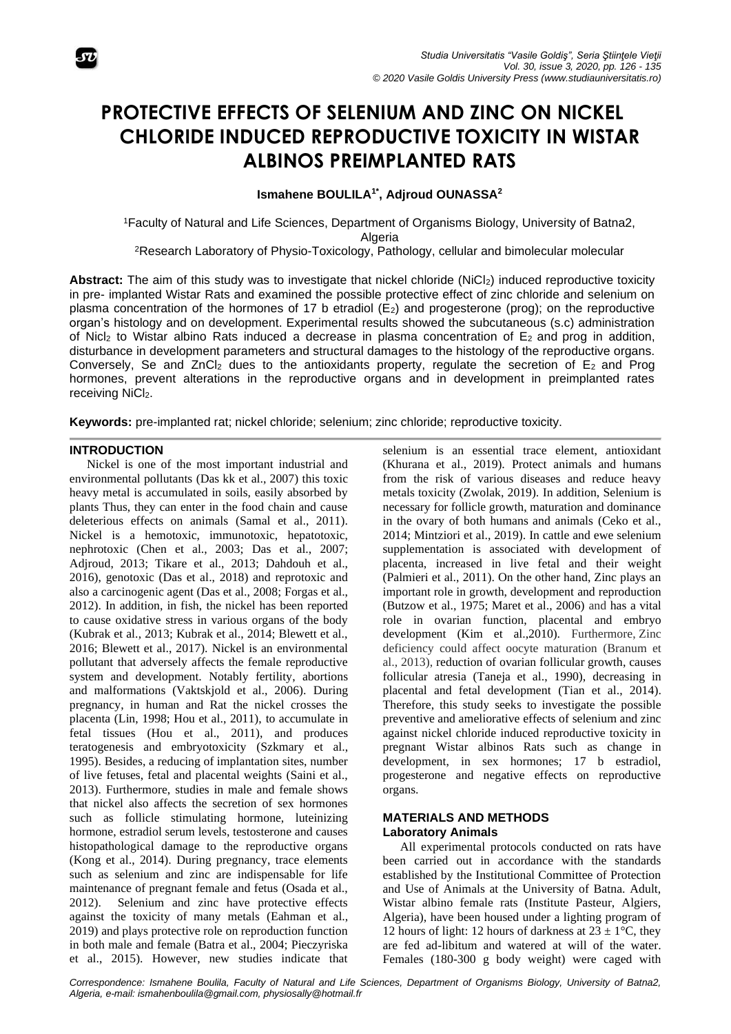# PROTECTIVE EFFECTS OF SELENIUM AND ZINC ON NICKEL CHLORIDE INDUCED REPRODUCTIVE TOXICITY IN WISTAR ALBINOS PREIMPLANTED RATS

**Ismahene BOULILA[1*], Adjroud OUNASSA[2]**

[1]Faculty of Natural and Life Sciences, Department of Organisms Biology, University of Batna2, Algeria

[2]Research Laboratory of Physio-Toxicology, Pathology, cellular and bimolecular molecular

**Abstract:** The aim of this study was to investigate that nickel chloride ($NiCl_2$) induced reproductive toxicity in pre- implanted Wistar Rats and examined the possible protective effect of zinc chloride and selenium on plasma concentration of the hormones of 17 b etradiol ($E_2$) and progesterone (prog); on the reproductive organ's histology and on development. Experimental results showed the subcutaneous (s.c) administration of $Nicl_2$ to Wistar albino Rats induced a decrease in plasma concentration of $E_2$ and prog in addition, disturbance in development parameters and structural damages to the histology of the reproductive organs. Conversely, Se and $ZnCl_2$ dues to the antioxidants property, regulate the secretion of $E_2$ and Prog hormones, prevent alterations in the reproductive organs and in development in preimplanted rates receiving $NiCl_2$.

**Keywords:** pre-implanted rat; nickel chloride; selenium; zinc chloride; reproductive toxicity.

## INTRODUCTION

Nickel is one of the most important industrial and environmental pollutants (Das kk et al., 2007) this toxic heavy metal is accumulated in soils, easily absorbed by plants Thus, they can enter in the food chain and cause deleterious effects on animals (Samal et al., 2011). Nickel is a hemotoxic, immunotoxic, hepatotoxic, nephrotoxic (Chen et al., 2003; Das et al., 2007; Adjroud, 2013; Tikare et al., 2013; Dahdouh et al., 2016), genotoxic (Das et al., 2018) and reprotoxic and also a carcinogenic agent (Das et al., 2008; Forgas et al., 2012). In addition, in fish, the nickel has been reported to cause oxidative stress in various organs of the body (Kubrak et al., 2013; Kubrak et al., 2014; Blewett et al., 2016; Blewett et al., 2017). Nickel is an environmental pollutant that adversely affects the female reproductive system and development. Notably fertility, abortions and malformations (Vaktskjold et al., 2006). During pregnancy, in human and Rat the nickel crosses the placenta (Lin, 1998; Hou et al., 2011), to accumulate in fetal tissues (Hou et al., 2011), and produces teratogenesis and embryotoxicity (Szkmary et al., 1995). Besides, a reducing of implantation sites, number of live fetuses, fetal and placental weights (Saini et al., 2013). Furthermore, studies in male and female shows that nickel also affects the secretion of sex hormones such as follicle stimulating hormone, luteinizing hormone, estradiol serum levels, testosterone and causes histopathological damage to the reproductive organs (Kong et al., 2014). During pregnancy, trace elements such as selenium and zinc are indispensable for life maintenance of pregnant female and fetus (Osada et al., 2012). Selenium and zinc have protective effects against the toxicity of many metals (Eahman et al., 2019) and plays protective role on reproduction function in both male and female (Batra et al., 2004; Pieczyriska et al., 2015). However, new studies indicate that selenium is an essential trace element, antioxidant (Khurana et al., 2019). Protect animals and humans from the risk of various diseases and reduce heavy metals toxicity (Zwolak, 2019). In addition, Selenium is necessary for follicle growth, maturation and dominance in the ovary of both humans and animals (Ceko et al., 2014; Mintziori et al., 2019). In cattle and ewe selenium supplementation is associated with development of placenta, increased in live fetal and their weight (Palmieri et al., 2011). On the other hand, Zinc plays an important role in growth, development and reproduction (Butzow et al., 1975; Maret et al., 2006) and has a vital role in ovarian function, placental and embryo development (Kim et al.,2010). Furthermore, Zinc deficiency could affect oocyte maturation (Branum et al., 2013), reduction of ovarian follicular growth, causes follicular atresia (Taneja et al., 1990), decreasing in placental and fetal development (Tian et al., 2014). Therefore, this study seeks to investigate the possible preventive and ameliorative effects of selenium and zinc against nickel chloride induced reproductive toxicity in pregnant Wistar albinos Rats such as change in development, in sex hormones; 17 b estradiol, progesterone and negative effects on reproductive organs.

## MATERIALS AND METHODS

### Laboratory Animals

All experimental protocols conducted on rats have been carried out in accordance with the standards established by the Institutional Committee of Protection and Use of Animals at the University of Batna. Adult, Wistar albino female rats (Institute Pasteur, Algiers, Algeria), have been housed under a lighting program of 12 hours of light: 12 hours of darkness at $23 \pm 1°C$, they are fed ad-libitum and watered at will of the water. Females (180-300 g body weight) were caged with

*Correspondence: Ismahene Boulila, Faculty of Natural and Life Sciences, Department of Organisms Biology, University of Batna2, Algeria, e-mail: ismahenboulila@gmail.com, physiosally@hotmail.fr*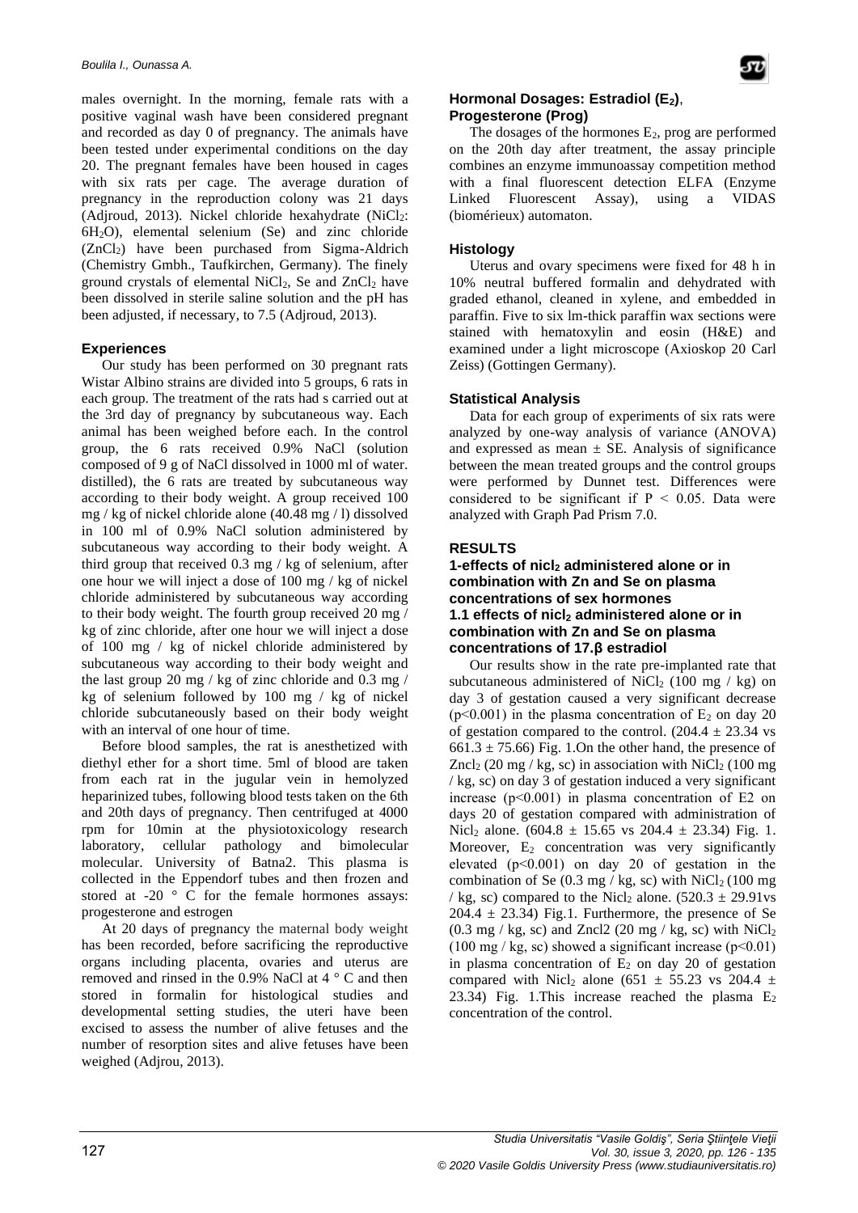males overnight. In the morning, female rats with a positive vaginal wash have been considered pregnant and recorded as day 0 of pregnancy. The animals have been tested under experimental conditions on the day 20. The pregnant females have been housed in cages with six rats per cage. The average duration of pregnancy in the reproduction colony was 21 days (Adjroud, 2013). Nickel chloride hexahydrate ($NiCl_2$: $6H_2O$), elemental selenium (Se) and zinc chloride ($ZnCl_2$) have been purchased from Sigma-Aldrich (Chemistry Gmbh., Taufkirchen, Germany). The finely ground crystals of elemental $NiCl_2$, Se and $ZnCl_2$ have been dissolved in sterile saline solution and the pH has been adjusted, if necessary, to 7.5 (Adjroud, 2013).

### Experiences

Our study has been performed on 30 pregnant rats Wistar Albino strains are divided into 5 groups, 6 rats in each group. The treatment of the rats had s carried out at the 3rd day of pregnancy by subcutaneous way. Each animal has been weighed before each. In the control group, the 6 rats received 0.9% NaCl (solution composed of 9 g of NaCl dissolved in 1000 ml of water. distilled), the 6 rats are treated by subcutaneous way according to their body weight. A group received 100 mg / kg of nickel chloride alone (40.48 mg / l) dissolved in 100 ml of 0.9% NaCl solution administered by subcutaneous way according to their body weight. A third group that received 0.3 mg / kg of selenium, after one hour we will inject a dose of 100 mg / kg of nickel chloride administered by subcutaneous way according to their body weight. The fourth group received 20 mg / kg of zinc chloride, after one hour we will inject a dose of 100 mg / kg of nickel chloride administered by subcutaneous way according to their body weight and the last group 20 mg / kg of zinc chloride and 0.3 mg / kg of selenium followed by 100 mg / kg of nickel chloride subcutaneously based on their body weight with an interval of one hour of time.

Before blood samples, the rat is anesthetized with diethyl ether for a short time. 5ml of blood are taken from each rat in the jugular vein in hemolyzed heparinized tubes, following blood tests taken on the 6th and 20th days of pregnancy. Then centrifuged at 4000 rpm for 10min at the physiotoxicology research laboratory, cellular pathology and bimolecular molecular. University of Batna2. This plasma is collected in the Eppendorf tubes and then frozen and stored at -20 ° C for the female hormones assays: progesterone and estrogen

At 20 days of pregnancy the maternal body weight has been recorded, before sacrificing the reproductive organs including placenta, ovaries and uterus are removed and rinsed in the 0.9% NaCl at 4 ° C and then stored in formalin for histological studies and developmental setting studies, the uteri have been excised to assess the number of alive fetuses and the number of resorption sites and alive fetuses have been weighed (Adjrou, 2013).

### Hormonal Dosages: Estradiol ($E_2$), Progesterone (Prog)

The dosages of the hormones $E_2$, prog are performed on the 20th day after treatment, the assay principle combines an enzyme immunoassay competition method with a final fluorescent detection ELFA (Enzyme Linked Fluorescent Assay), using a VIDAS (biomérieux) automaton.

### Histology

Uterus and ovary specimens were fixed for 48 h in 10% neutral buffered formalin and dehydrated with graded ethanol, cleaned in xylene, and embedded in paraffin. Five to six lm-thick paraffin wax sections were stained with hematoxylin and eosin (H&E) and examined under a light microscope (Axioskop 20 Carl Zeiss) (Gottingen Germany).

### Statistical Analysis

Data for each group of experiments of six rats were analyzed by one-way analysis of variance (ANOVA) and expressed as mean ± SE. Analysis of significance between the mean treated groups and the control groups were performed by Dunnet test. Differences were considered to be significant if $P < 0.05$. Data were analyzed with Graph Pad Prism 7.0.

## RESULTS

### 1-effects of $nicl_2$ administered alone or in combination with Zn and Se on plasma concentrations of sex hormones

### 1.1 effects of $nicl_2$ administered alone or in combination with Zn and Se on plasma concentrations of 17.β estradiol

Our results show in the rate pre-implanted rate that subcutaneous administered of $NiCl_2$ (100 mg / kg) on day 3 of gestation caused a very significant decrease ($p<0.001$) in the plasma concentration of $E_2$ on day 20 of gestation compared to the control. (204.4 ± 23.34 vs 661.3 ± 75.66) Fig. 1.On the other hand, the presence of $Zncl_2$ (20 mg / kg, sc) in association with $NiCl_2$ (100 mg / kg, sc) on day 3 of gestation induced a very significant increase ($p<0.001$) in plasma concentration of E2 on days 20 of gestation compared with administration of $Nicl_2$ alone. (604.8 ± 15.65 vs 204.4 ± 23.34) Fig. 1. Moreover, $E_2$ concentration was very significantly elevated ($p<0.001$) on day 20 of gestation in the combination of Se (0.3 mg / kg, sc) with $NiCl_2$ (100 mg / kg, sc) compared to the $Nicl_2$ alone. (520.3 ± 29.91vs 204.4 ± 23.34) Fig.1. Furthermore, the presence of Se (0.3 mg / kg, sc) and Zncl2 (20 mg / kg, sc) with $NiCl_2$ (100 mg / kg, sc) showed a significant increase ($p<0.01$) in plasma concentration of $E_2$ on day 20 of gestation compared with $Nicl_2$ alone (651 ± 55.23 vs 204.4 ± 23.34) Fig. 1.This increase reached the plasma $E_2$ concentration of the control.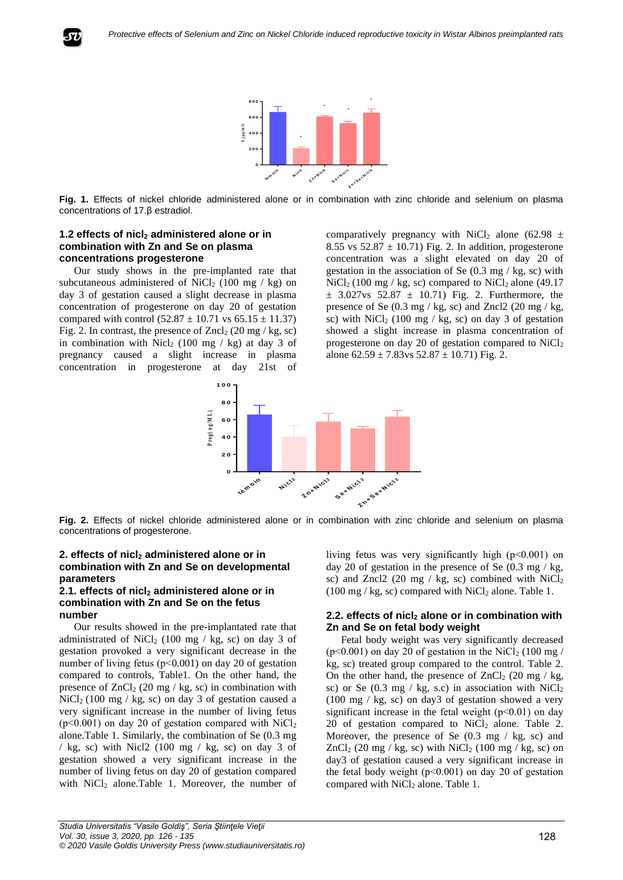**Fig. 1.** Effects of nickel chloride administered alone or in combination with zinc chloride and selenium on plasma concentrations of 17.β estradiol.

### 1.2 effects of nicl$_2$ administered alone or in combination with Zn and Se on plasma concentrations progesterone

Our study shows in the pre-implanted rate that subcutaneous administered of $NiCl_2$ (100 mg / kg) on day 3 of gestation caused a slight decrease in plasma concentration of progesterone on day 20 of gestation compared with control (52.87 ± 10.71 vs 65.15 ± 11.37) Fig. 2. In contrast, the presence of $Zncl_2$ (20 mg / kg, sc) in combination with $Nicl_2$ (100 mg / kg) at day 3 of pregnancy caused a slight increase in plasma concentration in progesterone at day 21st of comparatively pregnancy with $NiCl_2$ alone (62.98 ± 8.55 vs 52.87 ± 10.71) Fig. 2. In addition, progesterone concentration was a slight elevated on day 20 of gestation in the association of Se (0.3 mg / kg, sc) with $NiCl_2$ (100 mg / kg, sc) compared to $NiCl_2$ alone (49.17 ± 3.027vs 52.87 ± 10.71) Fig. 2. Furthermore, the presence of Se (0.3 mg / kg, sc) and Zncl2 (20 mg / kg, sc) with $NiCl_2$ (100 mg / kg, sc) on day 3 of gestation showed a slight increase in plasma concentration of progesterone on day 20 of gestation compared to $NiCl_2$ alone 62.59 ± 7.83vs 52.87 ± 10.71) Fig. 2.

**Fig. 2.** Effects of nickel chloride administered alone or in combination with zinc chloride and selenium on plasma concentrations of progesterone.

## 2. effects of nicl$_2$ administered alone or in combination with Zn and Se on developmental parameters

### 2.1. effects of nicl$_2$ administered alone or in combination with Zn and Se on the fetus number

Our results showed in the pre-implantated rate that administrated of $NiCl_2$ (100 mg / kg, sc) on day 3 of gestation provoked a very significant decrease in the number of living fetus ($p<0.001$) on day 20 of gestation compared to controls, Table1. On the other hand, the presence of $ZnCl_2$ (20 mg / kg, sc) in combination with $NiCl_2$ (100 mg / kg, sc) on day 3 of gestation caused a very significant increase in the number of living fetus ($p<0.001$) on day 20 of gestation compared with $NiCl_2$ alone.Table 1. Similarly, the combination of Se (0.3 mg / kg, sc) with Nicl2 (100 mg / kg, sc) on day 3 of gestation showed a very significant increase in the number of living fetus on day 20 of gestation compared with $NiCl_2$ alone.Table 1. Moreover, the number of living fetus was very significantly high ($p<0.001$) on day 20 of gestation in the presence of Se (0.3 mg / kg, sc) and Zncl2 (20 mg / kg, sc) combined with $NiCl_2$ (100 mg / kg, sc) compared with $NiCl_2$ alone. Table 1.

### 2.2. effects of nicl$_2$ alone or in combination with Zn and Se on fetal body weight

Fetal body weight was very significantly decreased ($p<0.001$) on day 20 of gestation in the $NiCl_2$ (100 mg / kg, sc) treated group compared to the control. Table 2. On the other hand, the presence of $ZnCl_2$ (20 mg / kg, sc) or Se (0.3 mg / kg, s.c) in association with $NiCl_2$ (100 mg / kg, sc) on day3 of gestation showed a very significant increase in the fetal weight ($p<0.01$) on day 20 of gestation compared to $NiCl_2$ alone. Table 2. Moreover, the presence of Se (0.3 mg / kg, sc) and $ZnCl_2$ (20 mg / kg, sc) with $NiCl_2$ (100 mg / kg, sc) on day3 of gestation caused a very significant increase in the fetal body weight ($p<0.001$) on day 20 of gestation compared with $NiCl_2$ alone. Table 1.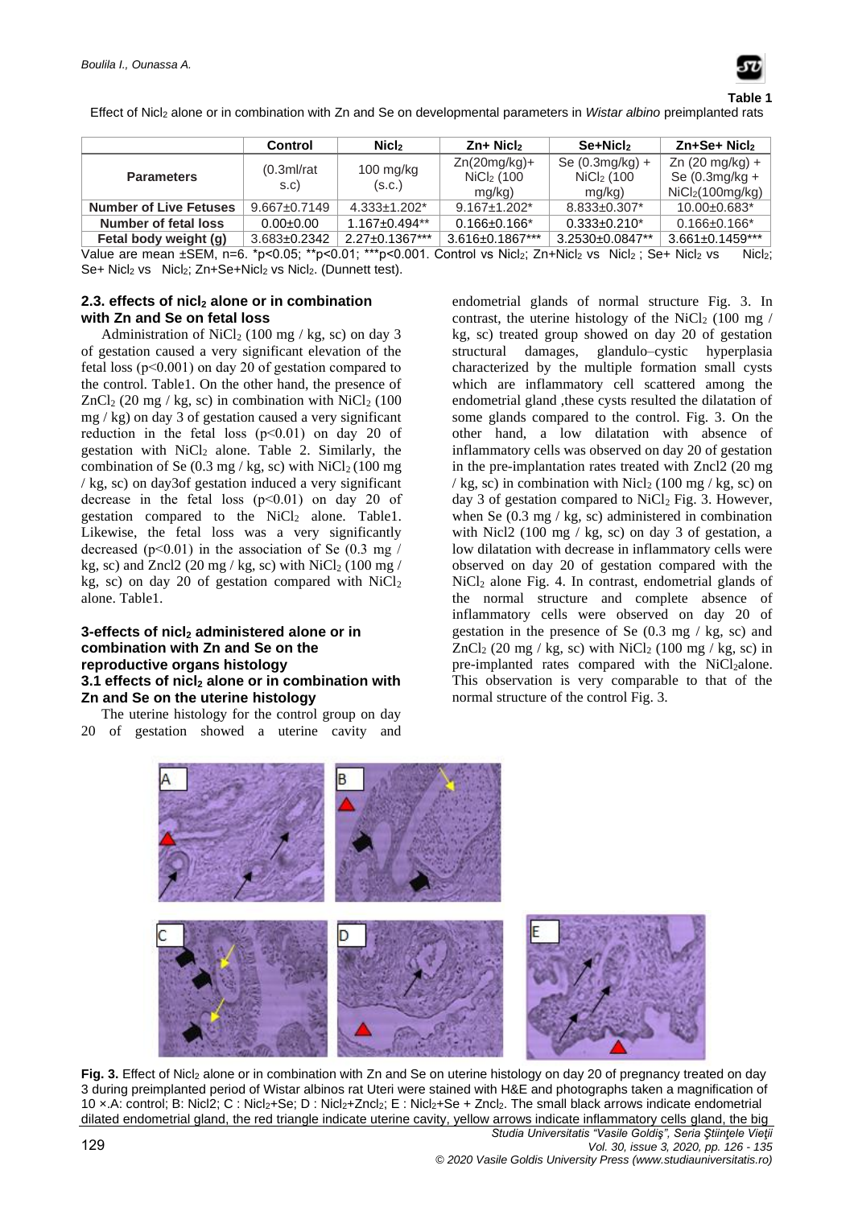**Table 1**

Effect of $NiCl_2$ alone or in combination with Zn and Se on developmental parameters in *Wistar albino* preimplanted rats

| Parameters | Control | $NiCl_2$ | Zn+ $NiCl_2$ | Se+$NiCl_2$ | Zn+Se+ $NiCl_2$ |
|---|---|---|---|---|---|
| | (0.3ml/rat s.c) | 100 mg/kg (s.c.) | Zn(20mg/kg)+ $NiCl_2$ (100 mg/kg) | Se (0.3mg/kg) + $NiCl_2$ (100 mg/kg) | Zn (20 mg/kg) + Se (0.3mg/kg + $NiCl_2$(100mg/kg) |
| **Number of Live Fetuses** | 9.667±0.7149 | 4.333±1.202* | 9.167±1.202* | 8.833±0.307* | 10.00±0.683* |
| **Number of fetal loss** | 0.00±0.00 | 1.167±0.494** | 0.166±0.166* | 0.333±0.210* | 0.166±0.166* |
| **Fetal body weight (g)** | 3.683±0.2342 | 2.27±0.1367*** | 3.616±0.1867*** | 3.2530±0.0847** | 3.661±0.1459*** |

Value are mean ±SEM, n=6. *$p<0.05$; **$p<0.01$; ***$p<0.001$. Control vs $NiCl_2$; Zn+$NiCl_2$ vs $NiCl_2$ ; Se+ $NiCl_2$ vs $NiCl_2$; Se+ $NiCl_2$ vs $NiCl_2$; Zn+Se+$NiCl_2$ vs $NiCl_2$. (Dunnett test).

### 2.3. effects of nicl$_2$ alone or in combination with Zn and Se on fetal loss

Administration of $NiCl_2$ (100 mg / kg, sc) on day 3 of gestation caused a very significant elevation of the fetal loss ($p<0.001$) on day 20 of gestation compared to the control. Table1. On the other hand, the presence of $ZnCl_2$ (20 mg / kg, sc) in combination with $NiCl_2$ (100 mg / kg) on day 3 of gestation caused a very significant reduction in the fetal loss ($p<0.01$) on day 20 of gestation with $NiCl_2$ alone. Table 2. Similarly, the combination of Se (0.3 mg / kg, sc) with $NiCl_2$ (100 mg / kg, sc) on day3of gestation induced a very significant decrease in the fetal loss ($p<0.01$) on day 20 of gestation compared to the $NiCl_2$ alone. Table1. Likewise, the fetal loss was a very significantly decreased ($p<0.01$) in the association of Se (0.3 mg / kg, sc) and Zncl2 (20 mg / kg, sc) with $NiCl_2$ (100 mg / kg, sc) on day 20 of gestation compared with $NiCl_2$ alone. Table1.

### 3-effects of nicl$_2$ administered alone or in combination with Zn and Se on the reproductive organs histology

### 3.1 effects of nicl$_2$ alone or in combination with Zn and Se on the uterine histology

The uterine histology for the control group on day 20 of gestation showed a uterine cavity and endometrial glands of normal structure Fig. 3. In contrast, the uterine histology of the $NiCl_2$ (100 mg / kg, sc) treated group showed on day 20 of gestation structural damages, glandulo–cystic hyperplasia characterized by the multiple formation small cysts which are inflammatory cell scattered among the endometrial gland ,these cysts resulted the dilatation of some glands compared to the control. Fig. 3. On the other hand, a low dilatation with absence of inflammatory cells was observed on day 20 of gestation in the pre-implantation rates treated with Zncl2 (20 mg / kg, sc) in combination with $NiCl_2$ (100 mg / kg, sc) on day 3 of gestation compared to $NiCl_2$ Fig. 3. However, when Se (0.3 mg / kg, sc) administered in combination with Nicl2 (100 mg / kg, sc) on day 3 of gestation, a low dilatation with decrease in inflammatory cells were observed on day 20 of gestation compared with the $NiCl_2$ alone Fig. 4. In contrast, endometrial glands of the normal structure and complete absence of inflammatory cells were observed on day 20 of gestation in the presence of Se (0.3 mg / kg, sc) and $ZnCl_2$ (20 mg / kg, sc) with $NiCl_2$ (100 mg / kg, sc) in pre-implanted rates compared with the $NiCl_2$alone. This observation is very comparable to that of the normal structure of the control Fig. 3.

**Fig. 3.** Effect of $NiCl_2$ alone or in combination with Zn and Se on uterine histology on day 20 of pregnancy treated on day 3 during preimplanted period of Wistar albinos rat Uteri were stained with H&E and photographs taken a magnification of 10 ×.A: control; B: Nicl2; C : $NiCl_2$+Se; D : $NiCl_2$+$ZnCl_2$; E : $NiCl_2$+Se + $ZnCl_2$. The small black arrows indicate endometrial dilated endometrial gland, the red triangle indicate uterine cavity, yellow arrows indicate inflammatory cells gland, the big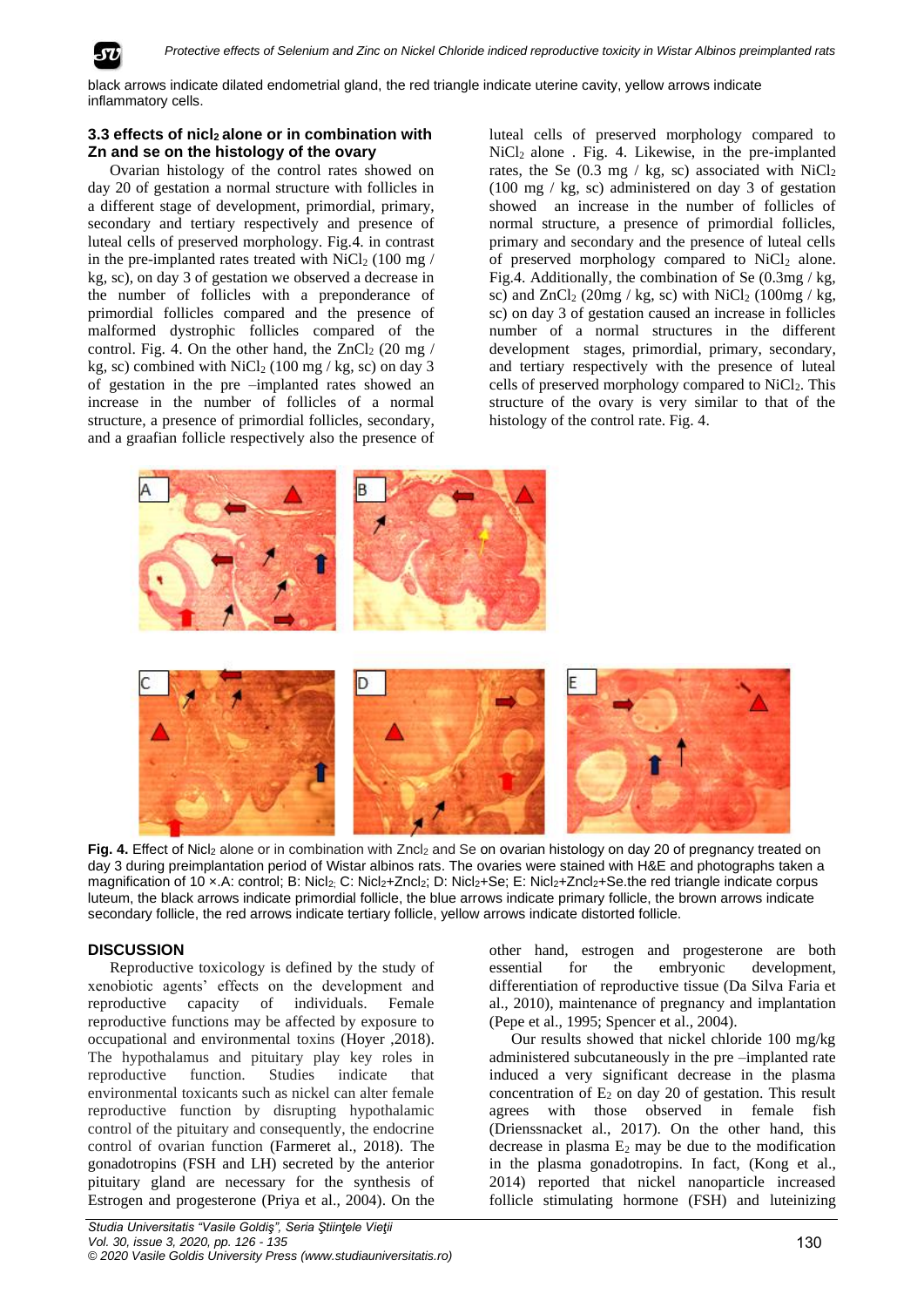black arrows indicate dilated endometrial gland, the red triangle indicate uterine cavity, yellow arrows indicate inflammatory cells.

### 3.3 effects of nicl$_2$ alone or in combination with Zn and se on the histology of the ovary

Ovarian histology of the control rates showed on day 20 of gestation a normal structure with follicles in a different stage of development, primordial, primary, secondary and tertiary respectively and presence of luteal cells of preserved morphology. Fig.4. in contrast in the pre-implanted rates treated with $NiCl_2$ (100 mg / kg, sc), on day 3 of gestation we observed a decrease in the number of follicles with a preponderance of primordial follicles compared and the presence of malformed dystrophic follicles compared of the control. Fig. 4. On the other hand, the $ZnCl_2$ (20 mg / kg, sc) combined with $NiCl_2$ (100 mg / kg, sc) on day 3 of gestation in the pre –implanted rates showed an increase in the number of follicles of a normal structure, a presence of primordial follicles, secondary, and a graafian follicle respectively also the presence of luteal cells of preserved morphology compared to $NiCl_2$ alone . Fig. 4. Likewise, in the pre-implanted rates, the Se (0.3 mg / kg, sc) associated with $NiCl_2$ (100 mg / kg, sc) administered on day 3 of gestation showed an increase in the number of follicles of normal structure, a presence of primordial follicles, primary and secondary and the presence of luteal cells of preserved morphology compared to $NiCl_2$ alone. Fig.4. Additionally, the combination of Se (0.3mg / kg, sc) and $ZnCl_2$ (20mg / kg, sc) with $NiCl_2$ (100mg / kg, sc) on day 3 of gestation caused an increase in follicles number of a normal structures in the different development stages, primordial, primary, secondary, and tertiary respectively with the presence of luteal cells of preserved morphology compared to $NiCl_2$. This structure of the ovary is very similar to that of the histology of the control rate. Fig. 4.

**Fig. 4.** Effect of Nicl$_2$ alone or in combination with Zncl$_2$ and Se on ovarian histology on day 20 of pregnancy treated on day 3 during preimplantation period of Wistar albinos rats. The ovaries were stained with H&E and photographs taken a magnification of 10 ×.A: control; B: Nicl$_2$; C: Nicl$_2$+Zncl$_2$; D: Nicl$_2$+Se; E: Nicl$_2$+Zncl$_2$+Se.the red triangle indicate corpus luteum, the black arrows indicate primordial follicle, the blue arrows indicate primary follicle, the brown arrows indicate secondary follicle, the red arrows indicate tertiary follicle, yellow arrows indicate distorted follicle.

## DISCUSSION

Reproductive toxicology is defined by the study of xenobiotic agents' effects on the development and reproductive capacity of individuals. Female reproductive functions may be affected by exposure to occupational and environmental toxins (Hoyer ,2018). The hypothalamus and pituitary play key roles in reproductive function. Studies indicate that environmental toxicants such as nickel can alter female reproductive function by disrupting hypothalamic control of the pituitary and consequently, the endocrine control of ovarian function (Farmeret al., 2018). The gonadotropins (FSH and LH) secreted by the anterior pituitary gland are necessary for the synthesis of Estrogen and progesterone (Priya et al., 2004). On the other hand, estrogen and progesterone are both essential for the embryonic development, differentiation of reproductive tissue (Da Silva Faria et al., 2010), maintenance of pregnancy and implantation (Pepe et al., 1995; Spencer et al., 2004).

Our results showed that nickel chloride 100 mg/kg administered subcutaneously in the pre –implanted rate induced a very significant decrease in the plasma concentration of $E_2$ on day 20 of gestation. This result agrees with those observed in female fish (Drienssnacket al., 2017). On the other hand, this decrease in plasma $E_2$ may be due to the modification in the plasma gonadotropins. In fact, (Kong et al., 2014) reported that nickel nanoparticle increased follicle stimulating hormone (FSH) and luteinizing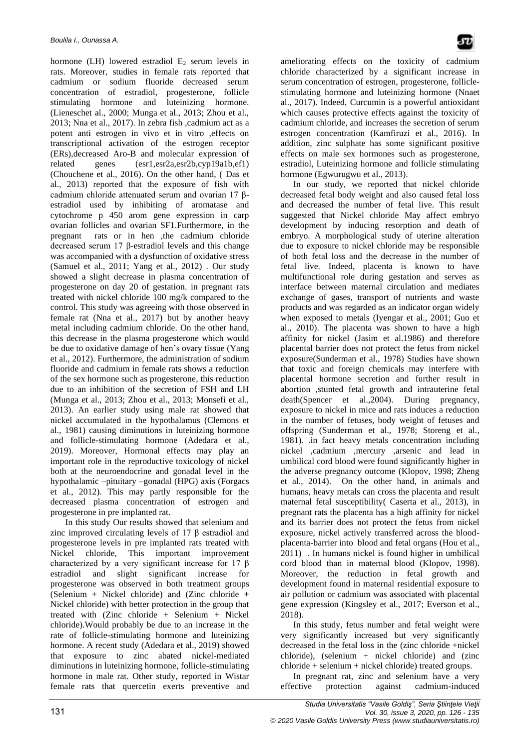hormone (LH) lowered estradiol $E_2$ serum levels in rats. Moreover, studies in female rats reported that cadmium or sodium fluoride decreased serum concentration of estradiol, progesterone, follicle stimulating hormone and luteinizing hormone. (Lieneschet al., 2000; Munga et al., 2013; Zhou et al., 2013; Nna et al., 2017). In zebra fish ,cadmium act as a potent anti estrogen in vivo et in vitro ,effects on transcriptional activation of the estrogen receptor (ERs),decreased Aro-B and molecular expression of related genes (esr1,esr2a,esr2b,cyp19a1b,ef1) (Chouchene et al., 2016). On the other hand, ( Das et al., 2013) reported that the exposure of fish with cadmium chloride attenuated serum and ovarian 17 β-estradiol used by inhibiting of aromatase and cytochrome p 450 arom gene expression in carp ovarian follicles and ovarian SF1.Furthermore, in the pregnant rats or in hen ,the cadmium chloride decreased serum 17 β-estradiol levels and this change was accompanied with a dysfunction of oxidative stress (Samuel et al., 2011; Yang et al., 2012) . Our study showed a slight decrease in plasma concentration of progesterone on day 20 of gestation. in pregnant rats treated with nickel chloride 100 mg/k compared to the control. This study was agreeing with those observed in female rat (Nna et al., 2017) but by another heavy metal including cadmium chloride. On the other hand, this decrease in the plasma progesterone which would be due to oxidative damage of hen's ovary tissue (Yang et al., 2012). Furthermore, the administration of sodium fluoride and cadmium in female rats shows a reduction of the sex hormone such as progesterone, this reduction due to an inhibition of the secretion of FSH and LH (Munga et al., 2013; Zhou et al., 2013; Monsefi et al., 2013). An earlier study using male rat showed that nickel accumulated in the hypothalamus (Clemons et al., 1981) causing diminutions in luteinizing hormone and follicle-stimulating hormone (Adedara et al., 2019). Moreover, Hormonal effects may play an important role in the reproductive toxicology of nickel both at the neuroendocrine and gonadal level in the hypothalamic –pituitary –gonadal (HPG) axis (Forgacs et al., 2012). This may partly responsible for the decreased plasma concentration of estrogen and progesterone in pre implanted rat.

In this study Our results showed that selenium and zinc improved circulating levels of 17 β estradiol and progesterone levels in pre implanted rats treated with Nickel chloride, This important improvement characterized by a very significant increase for 17 β estradiol and slight significant increase for progesterone was observed in both treatment groups (Selenium + Nickel chloride) and (Zinc chloride + Nickel chloride) with better protection in the group that treated with (Zinc chloride + Selenium + Nickel chloride).Would probably be due to an increase in the rate of follicle-stimulating hormone and luteinizing hormone. A recent study (Adedara et al., 2019) showed that exposure to zinc abated nickel-mediated diminutions in luteinizing hormone, follicle-stimulating hormone in male rat. Other study, reported in Wistar female rats that quercetin exerts preventive and ameliorating effects on the toxicity of cadmium chloride characterized by a significant increase in serum concentration of estrogen, progesterone, follicle-stimulating hormone and luteinizing hormone (Nnaet al., 2017). Indeed, Curcumin is a powerful antioxidant which causes protective effects against the toxicity of cadmium chloride, and increases the secretion of serum estrogen concentration (Kamfiruzi et al., 2016). In addition, zinc sulphate has some significant positive effects on male sex hormones such as progesterone, estradiol, Luteinizing hormone and follicle stimulating hormone (Egwurugwu et al., 2013).

In our study, we reported that nickel chloride decreased fetal body weight and also caused fetal loss and decreased the number of fetal live. This result suggested that Nickel chloride May affect embryo development by inducing resorption and death of embryo. A morphological study of uterine alteration due to exposure to nickel chloride may be responsible of both fetal loss and the decrease in the number of fetal live. Indeed, placenta is known to have multifunctional role during gestation and serves as interface between maternal circulation and mediates exchange of gases, transport of nutrients and waste products and was regarded as an indicator organ widely when exposed to metals (Iyengar et al., 2001; Guo et al., 2010). The placenta was shown to have a high affinity for nickel (Jasim et al.1986) and therefore placental barrier does not protect the fetus from nickel exposure(Sunderman et al., 1978) Studies have shown that toxic and foreign chemicals may interfere with placental hormone secretion and further result in abortion ,stunted fetal growth and intrauterine fetal death(Spencer et al.,2004). During pregnancy, exposure to nickel in mice and rats induces a reduction in the number of fetuses, body weight of fetuses and offspring (Sunderman et al., 1978; Storeng et al., 1981). .in fact heavy metals concentration including nickel ,cadmium ,mercury ,arsenic and lead in umbilical cord blood were found significantly higher in the adverse pregnancy outcome (Klopov, 1998; Zheng et al., 2014). On the other hand, in animals and humans, heavy metals can cross the placenta and result maternal fetal susceptibility( Caserta et al., 2013), in pregnant rats the placenta has a high affinity for nickel and its barrier does not protect the fetus from nickel exposure, nickel actively transferred across the blood-placenta-barrier into blood and fetal organs (Hou et al., 2011) . In humans nickel is found higher in umbilical cord blood than in maternal blood (Klopov, 1998). Moreover, the reduction in fetal growth and development found in maternal residential exposure to air pollution or cadmium was associated with placental gene expression (Kingsley et al., 2017; Everson et al., 2018).

In this study, fetus number and fetal weight were very significantly increased but very significantly decreased in the fetal loss in the (zinc chloride +nickel chloride), (selenium + nickel chloride) and (zinc chloride + selenium + nickel chloride) treated groups.

In pregnant rat, zinc and selenium have a very effective protection against cadmium-induced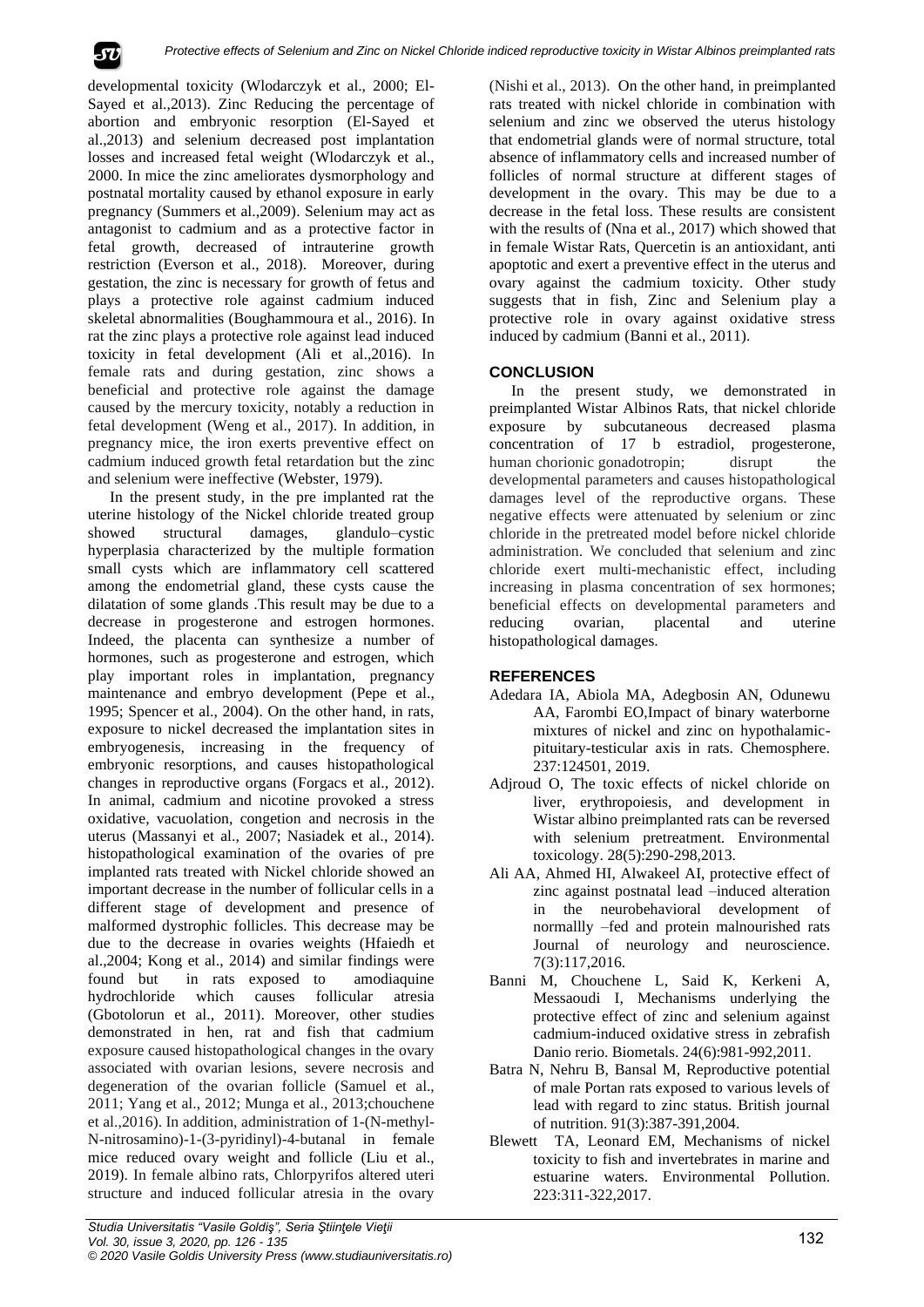developmental toxicity (Wlodarczyk et al., 2000; El-Sayed et al.,2013). Zinc Reducing the percentage of abortion and embryonic resorption (El-Sayed et al.,2013) and selenium decreased post implantation losses and increased fetal weight (Wlodarczyk et al., 2000. In mice the zinc ameliorates dysmorphology and postnatal mortality caused by ethanol exposure in early pregnancy (Summers et al.,2009). Selenium may act as antagonist to cadmium and as a protective factor in fetal growth, decreased of intrauterine growth restriction (Everson et al., 2018). Moreover, during gestation, the zinc is necessary for growth of fetus and plays a protective role against cadmium induced skeletal abnormalities (Boughammoura et al., 2016). In rat the zinc plays a protective role against lead induced toxicity in fetal development (Ali et al.,2016). In female rats and during gestation, zinc shows a beneficial and protective role against the damage caused by the mercury toxicity, notably a reduction in fetal development (Weng et al., 2017). In addition, in pregnancy mice, the iron exerts preventive effect on cadmium induced growth fetal retardation but the zinc and selenium were ineffective (Webster, 1979).

In the present study, in the pre implanted rat the uterine histology of the Nickel chloride treated group showed structural damages, glandulo–cystic hyperplasia characterized by the multiple formation small cysts which are inflammatory cell scattered among the endometrial gland, these cysts cause the dilatation of some glands .This result may be due to a decrease in progesterone and estrogen hormones. Indeed, the placenta can synthesize a number of hormones, such as progesterone and estrogen, which play important roles in implantation, pregnancy maintenance and embryo development (Pepe et al., 1995; Spencer et al., 2004). On the other hand, in rats, exposure to nickel decreased the implantation sites in embryogenesis, increasing in the frequency of embryonic resorptions, and causes histopathological changes in reproductive organs (Forgacs et al., 2012). In animal, cadmium and nicotine provoked a stress oxidative, vacuolation, congetion and necrosis in the uterus (Massanyi et al., 2007; Nasiadek et al., 2014). histopathological examination of the ovaries of pre implanted rats treated with Nickel chloride showed an important decrease in the number of follicular cells in a different stage of development and presence of malformed dystrophic follicles. This decrease may be due to the decrease in ovaries weights (Hfaiedh et al.,2004; Kong et al., 2014) and similar findings were found but in rats exposed to amodiaquine hydrochloride which causes follicular atresia (Gbotolorun et al., 2011). Moreover, other studies demonstrated in hen, rat and fish that cadmium exposure caused histopathological changes in the ovary associated with ovarian lesions, severe necrosis and degeneration of the ovarian follicle (Samuel et al., 2011; Yang et al., 2012; Munga et al., 2013;chouchene et al.,2016). In addition, administration of 1-(N-methyl-N-nitrosamino)-1-(3-pyridinyl)-4-butanal in female mice reduced ovary weight and follicle (Liu et al., 2019). In female albino rats, Chlorpyrifos altered uteri structure and induced follicular atresia in the ovary (Nishi et al., 2013). On the other hand, in preimplanted rats treated with nickel chloride in combination with selenium and zinc we observed the uterus histology that endometrial glands were of normal structure, total absence of inflammatory cells and increased number of follicles of normal structure at different stages of development in the ovary. This may be due to a decrease in the fetal loss. These results are consistent with the results of (Nna et al., 2017) which showed that in female Wistar Rats, Quercetin is an antioxidant, anti apoptotic and exert a preventive effect in the uterus and ovary against the cadmium toxicity. Other study suggests that in fish, Zinc and Selenium play a protective role in ovary against oxidative stress induced by cadmium (Banni et al., 2011).

## CONCLUSION

In the present study, we demonstrated in preimplanted Wistar Albinos Rats, that nickel chloride exposure by subcutaneous decreased plasma concentration of 17 b estradiol, progesterone, human chorionic gonadotropin; disrupt the developmental parameters and causes histopathological damages level of the reproductive organs. These negative effects were attenuated by selenium or zinc chloride in the pretreated model before nickel chloride administration. We concluded that selenium and zinc chloride exert multi-mechanistic effect, including increasing in plasma concentration of sex hormones; beneficial effects on developmental parameters and reducing ovarian, placental and uterine histopathological damages.

## REFERENCES

- Adedara IA, Abiola MA, Adegbosin AN, Odunewu AA, Farombi EO,Impact of binary waterborne mixtures of nickel and zinc on hypothalamic-pituitary-testicular axis in rats. Chemosphere. 237:124501, 2019.
- Adjroud O, The toxic effects of nickel chloride on liver, erythropoiesis, and development in Wistar albino preimplanted rats can be reversed with selenium pretreatment. Environmental toxicology. 28(5):290-298,2013.
- Ali AA, Ahmed HI, Alwakeel AI, protective effect of zinc against postnatal lead –induced alteration in the neurobehavioral development of normallly –fed and protein malnourished rats Journal of neurology and neuroscience. 7(3):117,2016.
- Banni M, Chouchene L, Said K, Kerkeni A, Messaoudi I, Mechanisms underlying the protective effect of zinc and selenium against cadmium-induced oxidative stress in zebrafish Danio rerio. Biometals. 24(6):981-992,2011.
- Batra N, Nehru B, Bansal M, Reproductive potential of male Portan rats exposed to various levels of lead with regard to zinc status. British journal of nutrition. 91(3):387-391,2004.
- Blewett TA, Leonard EM, Mechanisms of nickel toxicity to fish and invertebrates in marine and estuarine waters. Environmental Pollution. 223:311-322,2017.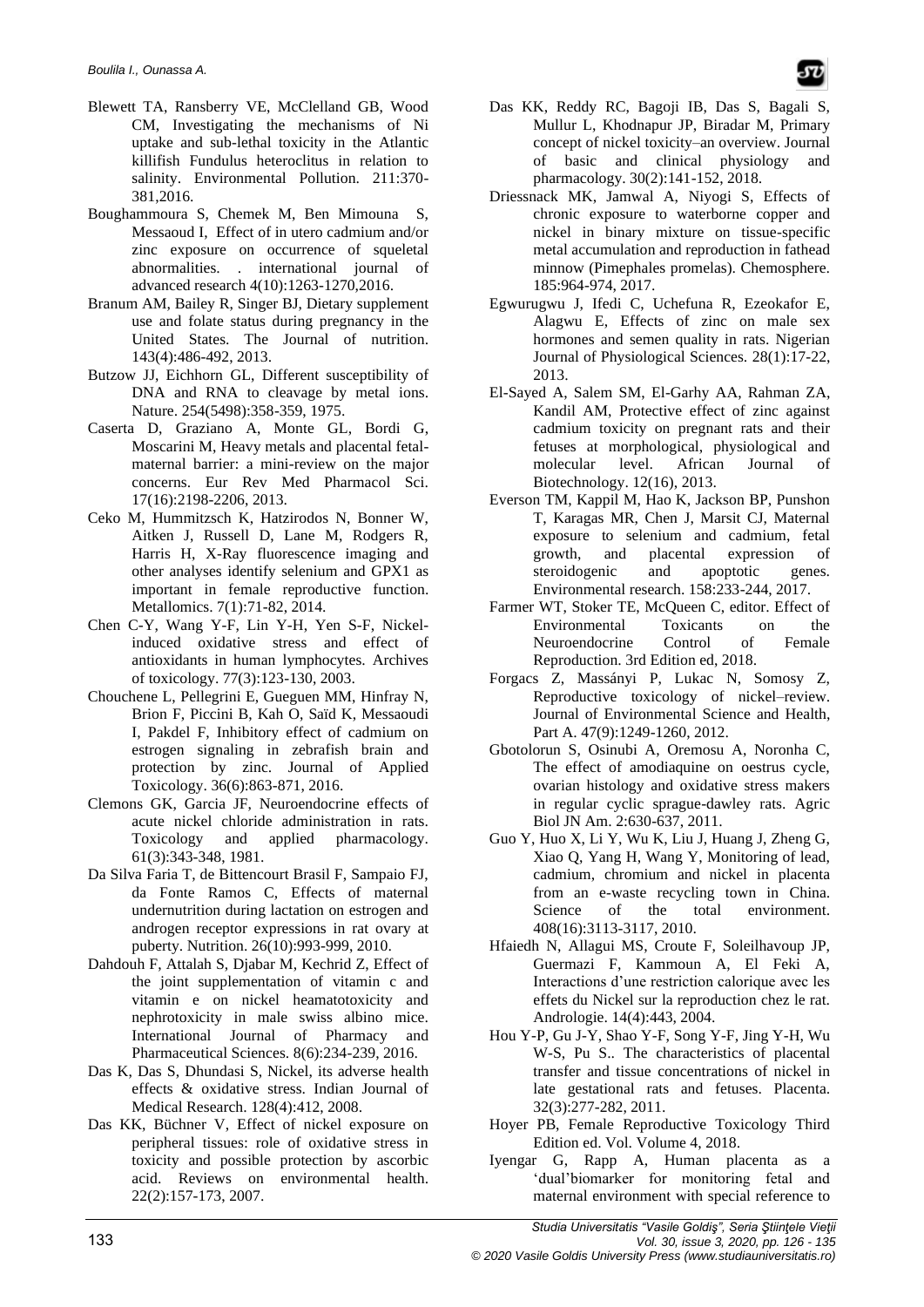Blewett TA, Ransberry VE, McClelland GB, Wood CM, Investigating the mechanisms of Ni uptake and sub-lethal toxicity in the Atlantic killifish Fundulus heteroclitus in relation to salinity. Environmental Pollution. 211:370-381,2016.

Boughammoura S, Chemek M, Ben Mimouna S, Messaoud I, Effect of in utero cadmium and/or zinc exposure on occurrence of squeletal abnormalities. . international journal of advanced research 4(10):1263-1270,2016.

Branum AM, Bailey R, Singer BJ, Dietary supplement use and folate status during pregnancy in the United States. The Journal of nutrition. 143(4):486-492, 2013.

Butzow JJ, Eichhorn GL, Different susceptibility of DNA and RNA to cleavage by metal ions. Nature. 254(5498):358-359, 1975.

Caserta D, Graziano A, Monte GL, Bordi G, Moscarini M, Heavy metals and placental fetal-maternal barrier: a mini-review on the major concerns. Eur Rev Med Pharmacol Sci. 17(16):2198-2206, 2013.

Ceko M, Hummitzsch K, Hatzirodos N, Bonner W, Aitken J, Russell D, Lane M, Rodgers R, Harris H, X-Ray fluorescence imaging and other analyses identify selenium and GPX1 as important in female reproductive function. Metallomics. 7(1):71-82, 2014.

Chen C-Y, Wang Y-F, Lin Y-H, Yen S-F, Nickel-induced oxidative stress and effect of antioxidants in human lymphocytes. Archives of toxicology. 77(3):123-130, 2003.

Chouchene L, Pellegrini E, Gueguen MM, Hinfray N, Brion F, Piccini B, Kah O, Saïd K, Messaoudi I, Pakdel F, Inhibitory effect of cadmium on estrogen signaling in zebrafish brain and protection by zinc. Journal of Applied Toxicology. 36(6):863-871, 2016.

Clemons GK, Garcia JF, Neuroendocrine effects of acute nickel chloride administration in rats. Toxicology and applied pharmacology. 61(3):343-348, 1981.

Da Silva Faria T, de Bittencourt Brasil F, Sampaio FJ, da Fonte Ramos C, Effects of maternal undernutrition during lactation on estrogen and androgen receptor expressions in rat ovary at puberty. Nutrition. 26(10):993-999, 2010.

Dahdouh F, Attalah S, Djabar M, Kechrid Z, Effect of the joint supplementation of vitamin c and vitamin e on nickel heamatotoxicity and nephrotoxicity in male swiss albino mice. International Journal of Pharmacy and Pharmaceutical Sciences. 8(6):234-239, 2016.

Das K, Das S, Dhundasi S, Nickel, its adverse health effects & oxidative stress. Indian Journal of Medical Research. 128(4):412, 2008.

Das KK, Büchner V, Effect of nickel exposure on peripheral tissues: role of oxidative stress in toxicity and possible protection by ascorbic acid. Reviews on environmental health. 22(2):157-173, 2007.

Das KK, Reddy RC, Bagoji IB, Das S, Bagali S, Mullur L, Khodnapur JP, Biradar M, Primary concept of nickel toxicity–an overview. Journal of basic and clinical physiology and pharmacology. 30(2):141-152, 2018.

Driessnack MK, Jamwal A, Niyogi S, Effects of chronic exposure to waterborne copper and nickel in binary mixture on tissue-specific metal accumulation and reproduction in fathead minnow (Pimephales promelas). Chemosphere. 185:964-974, 2017.

Egwurugwu J, Ifedi C, Uchefuna R, Ezeokafor E, Alagwu E, Effects of zinc on male sex hormones and semen quality in rats. Nigerian Journal of Physiological Sciences. 28(1):17-22, 2013.

El-Sayed A, Salem SM, El-Garhy AA, Rahman ZA, Kandil AM, Protective effect of zinc against cadmium toxicity on pregnant rats and their fetuses at morphological, physiological and molecular level. African Journal of Biotechnology. 12(16), 2013.

Everson TM, Kappil M, Hao K, Jackson BP, Punshon T, Karagas MR, Chen J, Marsit CJ, Maternal exposure to selenium and cadmium, fetal growth, and placental expression of steroidogenic and apoptotic genes. Environmental research. 158:233-244, 2017.

Farmer WT, Stoker TE, McQueen C, editor. Effect of Environmental Toxicants on the Neuroendocrine Control of Female Reproduction. 3rd Edition ed, 2018.

Forgacs Z, Massányi P, Lukac N, Somosy Z, Reproductive toxicology of nickel–review. Journal of Environmental Science and Health, Part A. 47(9):1249-1260, 2012.

Gbotolorun S, Osinubi A, Oremosu A, Noronha C, The effect of amodiaquine on oestrus cycle, ovarian histology and oxidative stress makers in regular cyclic sprague-dawley rats. Agric Biol JN Am. 2:630-637, 2011.

Guo Y, Huo X, Li Y, Wu K, Liu J, Huang J, Zheng G, Xiao Q, Yang H, Wang Y, Monitoring of lead, cadmium, chromium and nickel in placenta from an e-waste recycling town in China. Science of the total environment. 408(16):3113-3117, 2010.

Hfaiedh N, Allagui MS, Croute F, Soleilhavoup JP, Guermazi F, Kammoun A, El Feki A, Interactions d'une restriction calorique avec les effets du Nickel sur la reproduction chez le rat. Andrologie. 14(4):443, 2004.

Hou Y-P, Gu J-Y, Shao Y-F, Song Y-F, Jing Y-H, Wu W-S, Pu S.. The characteristics of placental transfer and tissue concentrations of nickel in late gestational rats and fetuses. Placenta. 32(3):277-282, 2011.

Hoyer PB, Female Reproductive Toxicology Third Edition ed. Vol. Volume 4, 2018.

Iyengar G, Rapp A, Human placenta as a 'dual'biomarker for monitoring fetal and maternal environment with special reference to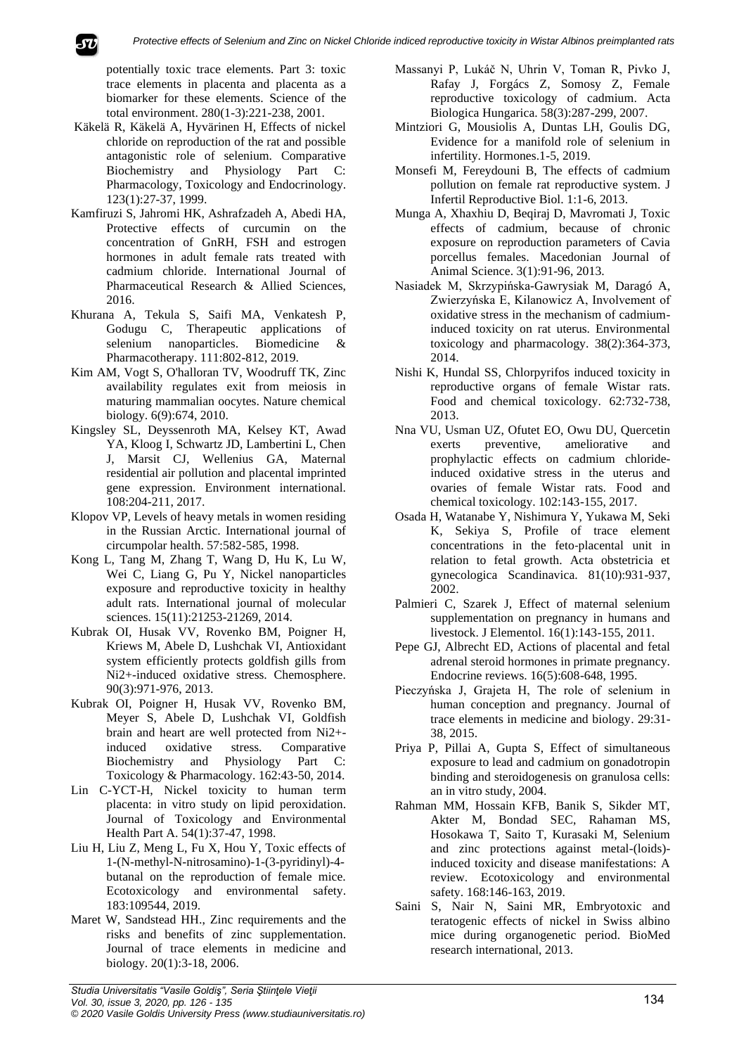potentially toxic trace elements. Part 3: toxic trace elements in placenta and placenta as a biomarker for these elements. Science of the total environment. 280(1-3):221-238, 2001.

Käkelä R, Käkelä A, Hyvärinen H, Effects of nickel chloride on reproduction of the rat and possible antagonistic role of selenium. Comparative Biochemistry and Physiology Part C: Pharmacology, Toxicology and Endocrinology. 123(1):27-37, 1999.

Kamfiruzi S, Jahromi HK, Ashrafzadeh A, Abedi HA, Protective effects of curcumin on the concentration of GnRH, FSH and estrogen hormones in adult female rats treated with cadmium chloride. International Journal of Pharmaceutical Research & Allied Sciences, 2016.

Khurana A, Tekula S, Saifi MA, Venkatesh P, Godugu C, Therapeutic applications of selenium nanoparticles. Biomedicine & Pharmacotherapy. 111:802-812, 2019.

Kim AM, Vogt S, O'halloran TV, Woodruff TK, Zinc availability regulates exit from meiosis in maturing mammalian oocytes. Nature chemical biology. 6(9):674, 2010.

Kingsley SL, Deyssenroth MA, Kelsey KT, Awad YA, Kloog I, Schwartz JD, Lambertini L, Chen J, Marsit CJ, Wellenius GA, Maternal residential air pollution and placental imprinted gene expression. Environment international. 108:204-211, 2017.

Klopov VP, Levels of heavy metals in women residing in the Russian Arctic. International journal of circumpolar health. 57:582-585, 1998.

Kong L, Tang M, Zhang T, Wang D, Hu K, Lu W, Wei C, Liang G, Pu Y, Nickel nanoparticles exposure and reproductive toxicity in healthy adult rats. International journal of molecular sciences. 15(11):21253-21269, 2014.

Kubrak OI, Husak VV, Rovenko BM, Poigner H, Kriews M, Abele D, Lushchak VI, Antioxidant system efficiently protects goldfish gills from Ni2+-induced oxidative stress. Chemosphere. 90(3):971-976, 2013.

Kubrak OI, Poigner H, Husak VV, Rovenko BM, Meyer S, Abele D, Lushchak VI, Goldfish brain and heart are well protected from Ni2+-induced oxidative stress. Comparative Biochemistry and Physiology Part C: Toxicology & Pharmacology. 162:43-50, 2014.

Lin C-YCT-H, Nickel toxicity to human term placenta: in vitro study on lipid peroxidation. Journal of Toxicology and Environmental Health Part A. 54(1):37-47, 1998.

Liu H, Liu Z, Meng L, Fu X, Hou Y, Toxic effects of 1-(N-methyl-N-nitrosamino)-1-(3-pyridinyl)-4-butanal on the reproduction of female mice. Ecotoxicology and environmental safety. 183:109544, 2019.

Maret W, Sandstead HH., Zinc requirements and the risks and benefits of zinc supplementation. Journal of trace elements in medicine and biology. 20(1):3-18, 2006.

Massanyi P, Lukáč N, Uhrin V, Toman R, Pivko J, Rafay J, Forgács Z, Somosy Z, Female reproductive toxicology of cadmium. Acta Biologica Hungarica. 58(3):287-299, 2007.

Mintziori G, Mousiolis A, Duntas LH, Goulis DG, Evidence for a manifold role of selenium in infertility. Hormones.1-5, 2019.

Monsefi M, Fereydouni B, The effects of cadmium pollution on female rat reproductive system. J Infertil Reproductive Biol. 1:1-6, 2013.

Munga A, Xhaxhiu D, Beqiraj D, Mavromati J, Toxic effects of cadmium, because of chronic exposure on reproduction parameters of Cavia porcellus females. Macedonian Journal of Animal Science. 3(1):91-96, 2013.

Nasiadek M, Skrzypińska-Gawrysiak M, Daragó A, Zwierzyńska E, Kilanowicz A, Involvement of oxidative stress in the mechanism of cadmium-induced toxicity on rat uterus. Environmental toxicology and pharmacology. 38(2):364-373, 2014.

Nishi K, Hundal SS, Chlorpyrifos induced toxicity in reproductive organs of female Wistar rats. Food and chemical toxicology. 62:732-738, 2013.

Nna VU, Usman UZ, Ofutet EO, Owu DU, Quercetin exerts preventive, ameliorative and prophylactic effects on cadmium chloride-induced oxidative stress in the uterus and ovaries of female Wistar rats. Food and chemical toxicology. 102:143-155, 2017.

Osada H, Watanabe Y, Nishimura Y, Yukawa M, Seki K, Sekiya S, Profile of trace element concentrations in the feto-placental unit in relation to fetal growth. Acta obstetricia et gynecologica Scandinavica. 81(10):931-937, 2002.

Palmieri C, Szarek J, Effect of maternal selenium supplementation on pregnancy in humans and livestock. J Elementol. 16(1):143-155, 2011.

Pepe GJ, Albrecht ED, Actions of placental and fetal adrenal steroid hormones in primate pregnancy. Endocrine reviews. 16(5):608-648, 1995.

Pieczyńska J, Grajeta H, The role of selenium in human conception and pregnancy. Journal of trace elements in medicine and biology. 29:31-38, 2015.

Priya P, Pillai A, Gupta S, Effect of simultaneous exposure to lead and cadmium on gonadotropin binding and steroidogenesis on granulosa cells: an in vitro study, 2004.

Rahman MM, Hossain KFB, Banik S, Sikder MT, Akter M, Bondad SEC, Rahaman MS, Hosokawa T, Saito T, Kurasaki M, Selenium and zinc protections against metal-(loids)-induced toxicity and disease manifestations: A review. Ecotoxicology and environmental safety. 168:146-163, 2019.

Saini S, Nair N, Saini MR, Embryotoxic and teratogenic effects of nickel in Swiss albino mice during organogenetic period. BioMed research international, 2013.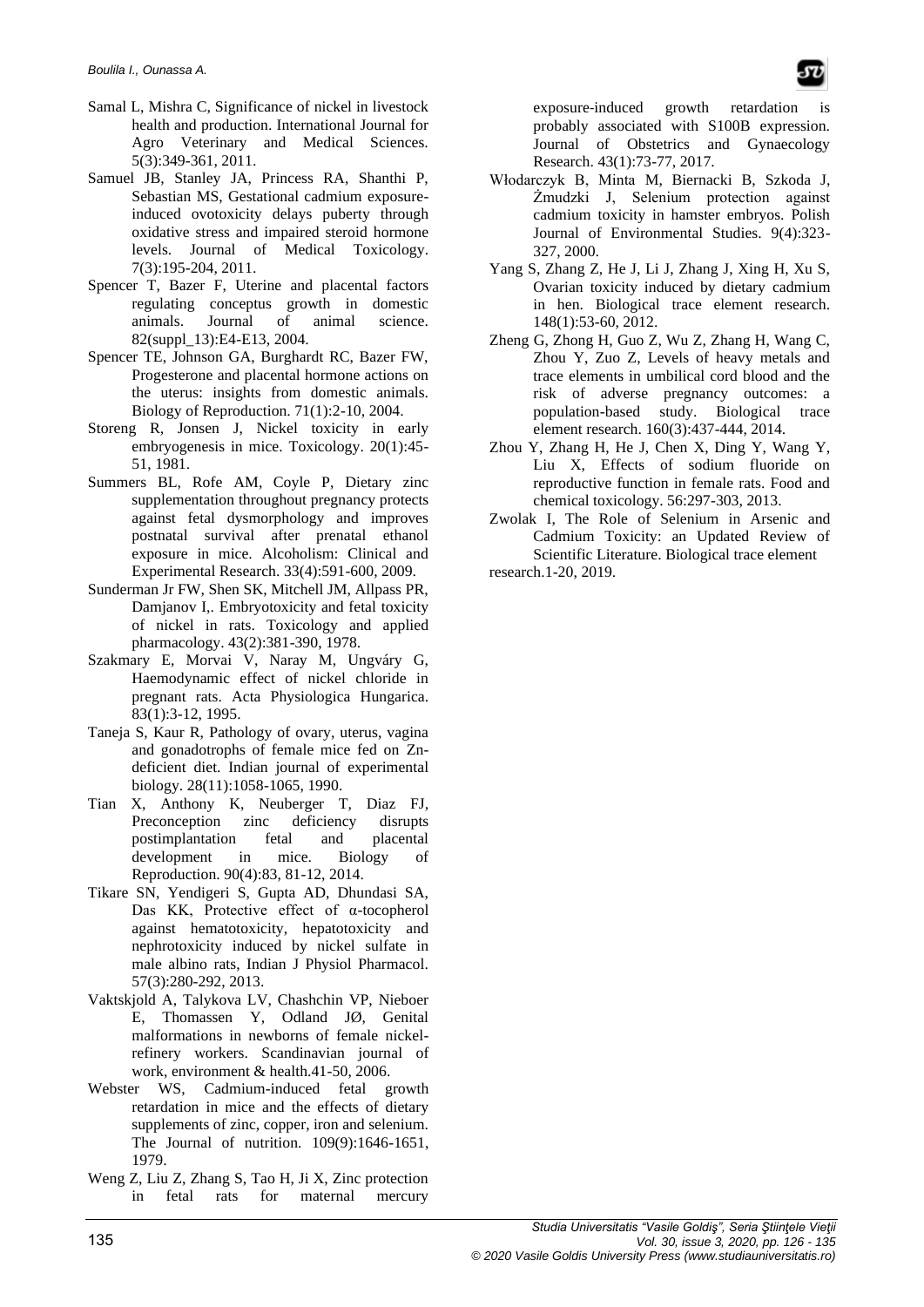Samal L, Mishra C, Significance of nickel in livestock health and production. International Journal for Agro Veterinary and Medical Sciences. 5(3):349-361, 2011.

Samuel JB, Stanley JA, Princess RA, Shanthi P, Sebastian MS, Gestational cadmium exposure-induced ovotoxicity delays puberty through oxidative stress and impaired steroid hormone levels. Journal of Medical Toxicology. 7(3):195-204, 2011.

Spencer T, Bazer F, Uterine and placental factors regulating conceptus growth in domestic animals. Journal of animal science. 82(suppl_13):E4-E13, 2004.

Spencer TE, Johnson GA, Burghardt RC, Bazer FW, Progesterone and placental hormone actions on the uterus: insights from domestic animals. Biology of Reproduction. 71(1):2-10, 2004.

Storeng R, Jonsen J, Nickel toxicity in early embryogenesis in mice. Toxicology. 20(1):45-51, 1981.

Summers BL, Rofe AM, Coyle P, Dietary zinc supplementation throughout pregnancy protects against fetal dysmorphology and improves postnatal survival after prenatal ethanol exposure in mice. Alcoholism: Clinical and Experimental Research. 33(4):591-600, 2009.

Sunderman Jr FW, Shen SK, Mitchell JM, Allpass PR, Damjanov I,. Embryotoxicity and fetal toxicity of nickel in rats. Toxicology and applied pharmacology. 43(2):381-390, 1978.

Szakmary E, Morvai V, Naray M, Ungváry G, Haemodynamic effect of nickel chloride in pregnant rats. Acta Physiologica Hungarica. 83(1):3-12, 1995.

Taneja S, Kaur R, Pathology of ovary, uterus, vagina and gonadotrophs of female mice fed on Zn-deficient diet. Indian journal of experimental biology. 28(11):1058-1065, 1990.

Tian X, Anthony K, Neuberger T, Diaz FJ, Preconception zinc deficiency disrupts postimplantation fetal and placental development in mice. Biology of Reproduction. 90(4):83, 81-12, 2014.

Tikare SN, Yendigeri S, Gupta AD, Dhundasi SA, Das KK, Protective effect of α-tocopherol against hematotoxicity, hepatotoxicity and nephrotoxicity induced by nickel sulfate in male albino rats, Indian J Physiol Pharmacol. 57(3):280-292, 2013.

Vaktskjold A, Talykova LV, Chashchin VP, Nieboer E, Thomassen Y, Odland JØ, Genital malformations in newborns of female nickel-refinery workers. Scandinavian journal of work, environment & health.41-50, 2006.

Webster WS, Cadmium-induced fetal growth retardation in mice and the effects of dietary supplements of zinc, copper, iron and selenium. The Journal of nutrition. 109(9):1646-1651, 1979.

Weng Z, Liu Z, Zhang S, Tao H, Ji X, Zinc protection in fetal rats for maternal mercury exposure-induced growth retardation is probably associated with S100B expression. Journal of Obstetrics and Gynaecology Research. 43(1):73-77, 2017.

Włodarczyk B, Minta M, Biernacki B, Szkoda J, Żmudzki J, Selenium protection against cadmium toxicity in hamster embryos. Polish Journal of Environmental Studies. 9(4):323-327, 2000.

Yang S, Zhang Z, He J, Li J, Zhang J, Xing H, Xu S, Ovarian toxicity induced by dietary cadmium in hen. Biological trace element research. 148(1):53-60, 2012.

Zheng G, Zhong H, Guo Z, Wu Z, Zhang H, Wang C, Zhou Y, Zuo Z, Levels of heavy metals and trace elements in umbilical cord blood and the risk of adverse pregnancy outcomes: a population-based study. Biological trace element research. 160(3):437-444, 2014.

Zhou Y, Zhang H, He J, Chen X, Ding Y, Wang Y, Liu X, Effects of sodium fluoride on reproductive function in female rats. Food and chemical toxicology. 56:297-303, 2013.

Zwolak I, The Role of Selenium in Arsenic and Cadmium Toxicity: an Updated Review of Scientific Literature. Biological trace element research.1-20, 2019.